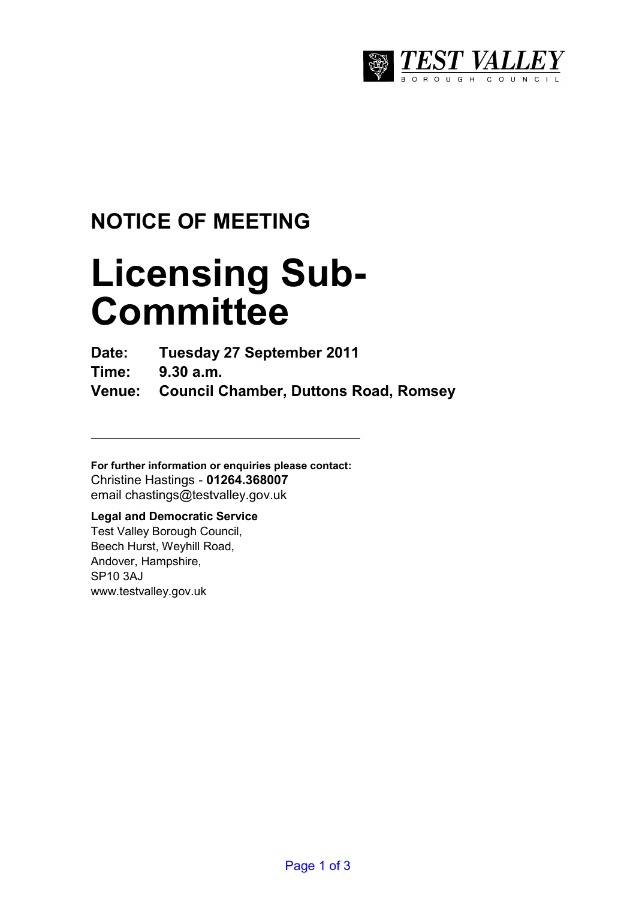TEST VALLEY
BOROUGH COUNCIL

## NOTICE OF MEETING

# Licensing Sub-Committee

**Date:** **Tuesday 27 September 2011**

**Time:** **9.30 a.m.**

**Venue:** **Council Chamber, Duttons Road, Romsey**

---

**For further information or enquiries please contact:**
Christine Hastings - **01264.368007**
email chastings@testvalley.gov.uk

**Legal and Democratic Service**
Test Valley Borough Council,
Beech Hurst, Weyhill Road,
Andover, Hampshire,
SP10 3AJ
www.testvalley.gov.uk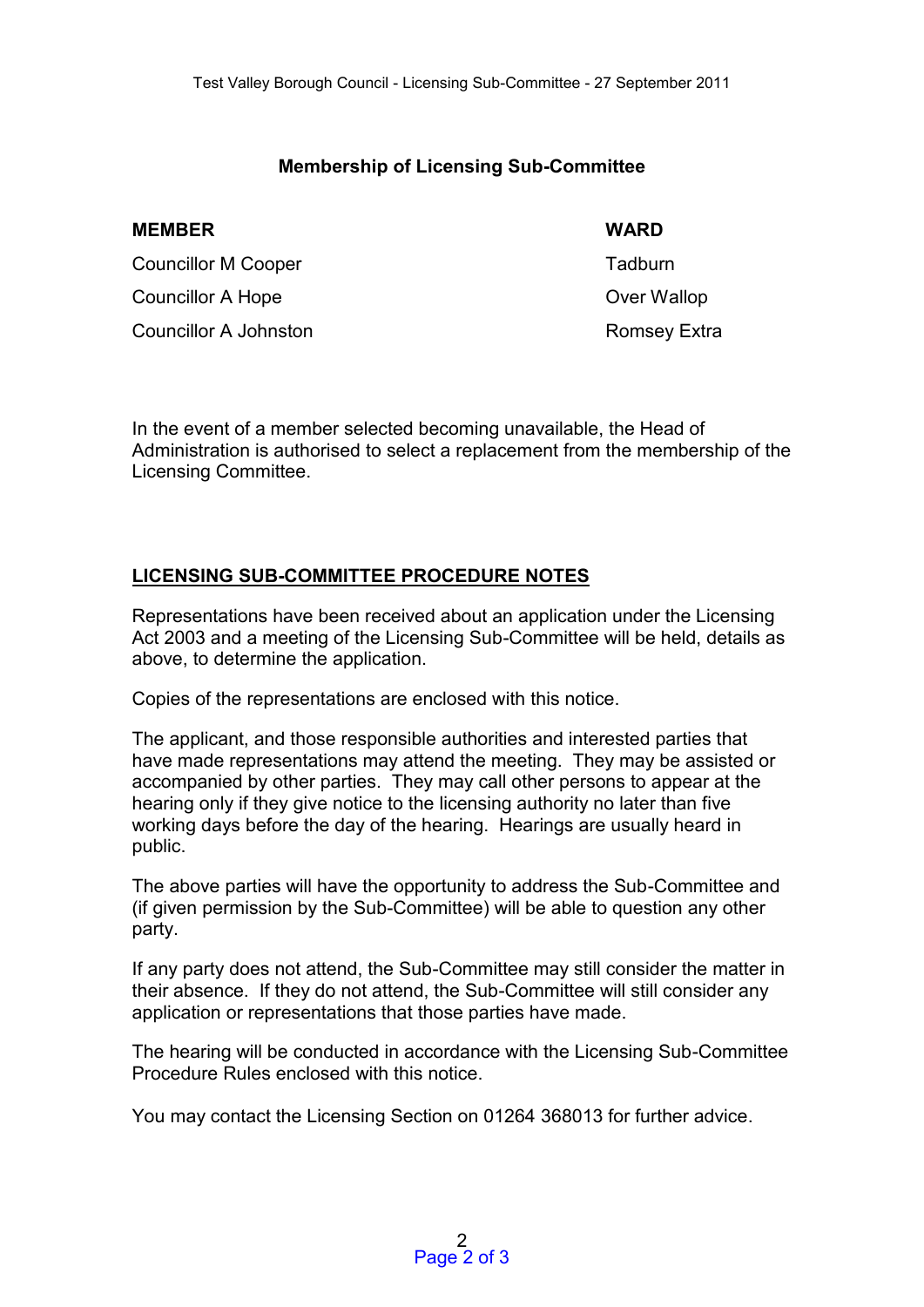## Membership of Licensing Sub-Committee

| MEMBER | WARD |
| --- | --- |
| Councillor M Cooper | Tadburn |
| Councillor A Hope | Over Wallop |
| Councillor A Johnston | Romsey Extra |

In the event of a member selected becoming unavailable, the Head of Administration is authorised to select a replacement from the membership of the Licensing Committee.

## LICENSING SUB-COMMITTEE PROCEDURE NOTES

Representations have been received about an application under the Licensing Act 2003 and a meeting of the Licensing Sub-Committee will be held, details as above, to determine the application.

Copies of the representations are enclosed with this notice.

The applicant, and those responsible authorities and interested parties that have made representations may attend the meeting. They may be assisted or accompanied by other parties. They may call other persons to appear at the hearing only if they give notice to the licensing authority no later than five working days before the day of the hearing. Hearings are usually heard in public.

The above parties will have the opportunity to address the Sub-Committee and (if given permission by the Sub-Committee) will be able to question any other party.

If any party does not attend, the Sub-Committee may still consider the matter in their absence. If they do not attend, the Sub-Committee will still consider any application or representations that those parties have made.

The hearing will be conducted in accordance with the Licensing Sub-Committee Procedure Rules enclosed with this notice.

You may contact the Licensing Section on 01264 368013 for further advice.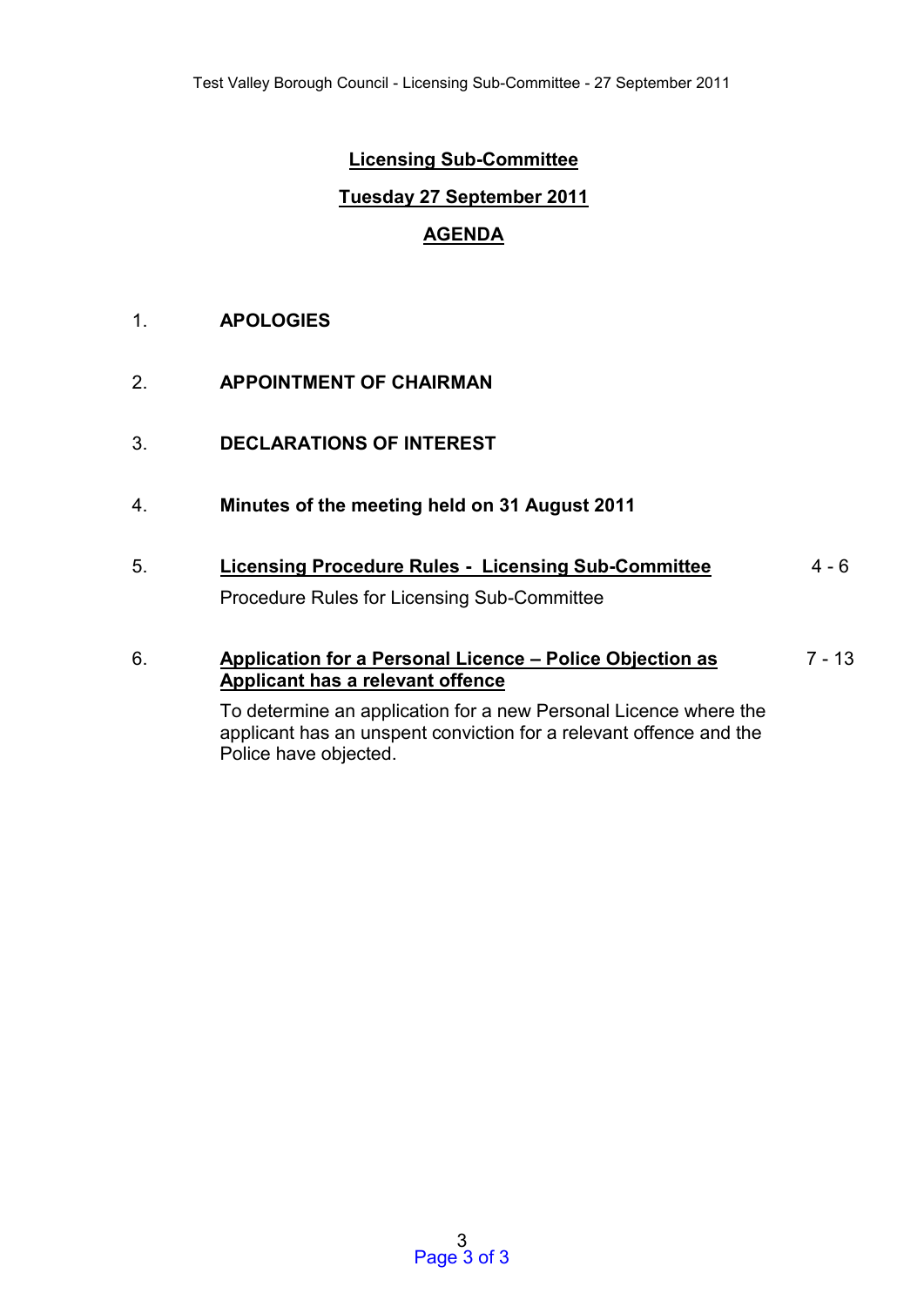# Licensing Sub-Committee

## Tuesday 27 September 2011

## AGENDA

1. **APOLOGIES**

2. **APPOINTMENT OF CHAIRMAN**

3. **DECLARATIONS OF INTEREST**

4. **Minutes of the meeting held on 31 August 2011**

5. **Licensing Procedure Rules - Licensing Sub-Committee** 4 - 6

   Procedure Rules for Licensing Sub-Committee

6. **Application for a Personal Licence – Police Objection as Applicant has a relevant offence** 7 - 13

   To determine an application for a new Personal Licence where the applicant has an unspent conviction for a relevant offence and the Police have objected.